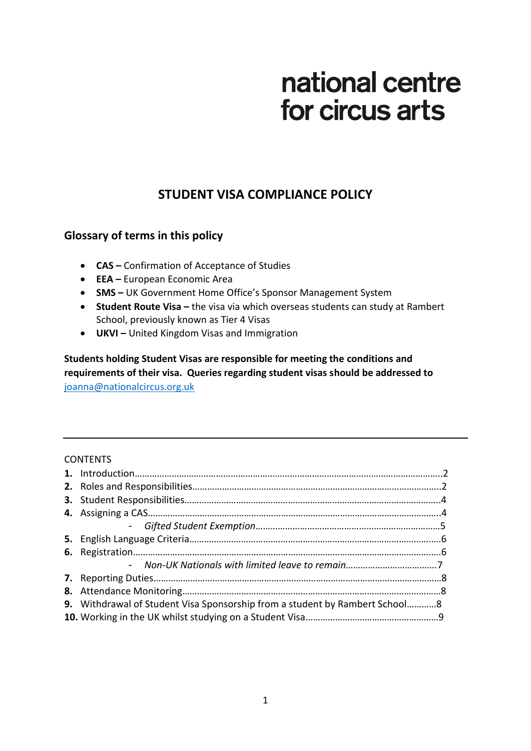national centre for circus arts

# STUDENT VISA COMPLIANCE POLICY

## Glossary of terms in this policy

- **CAS –** Confirmation of Acceptance of Studies
- **EEA –** European Economic Area
- **SMS –** UK Government Home Office's Sponsor Management System
- **Student Route Visa –** the visa via which overseas students can study at Rambert School, previously known as Tier 4 Visas
- **UKVI –** United Kingdom Visas and Immigration

**Students holding Student Visas are responsible for meeting the conditions and requirements of their visa. Queries regarding student visas should be addressed to** joanna@nationalcircus.org.uk

---

CONTENTS

**1.** Introduction……………………………………………………………………………………………………….2
**2.** Roles and Responsibilities……………………………………………………………………………….2
**3.** Student Responsibilities………………………………………………………………………………….4
**4.** Assigning a CAS………………………………………………………………………………………………4
  - *Gifted Student Exemption*…………………………………………………………………5
**5.** English Language Criteria……………………………………………………………………………….6
**6.** Registration……………………………………………………………………………………………………6
  - *Non-UK Nationals with limited leave to remain*…………………………………7
**7.** Reporting Duties…………………………………………………………………………………………….8
**8.** Attendance Monitoring……………………………………………………………………………………8
**9.** Withdrawal of Student Visa Sponsorship from a student by Rambert School…………8
**10.** Working in the UK whilst studying on a Student Visa……………………………………………9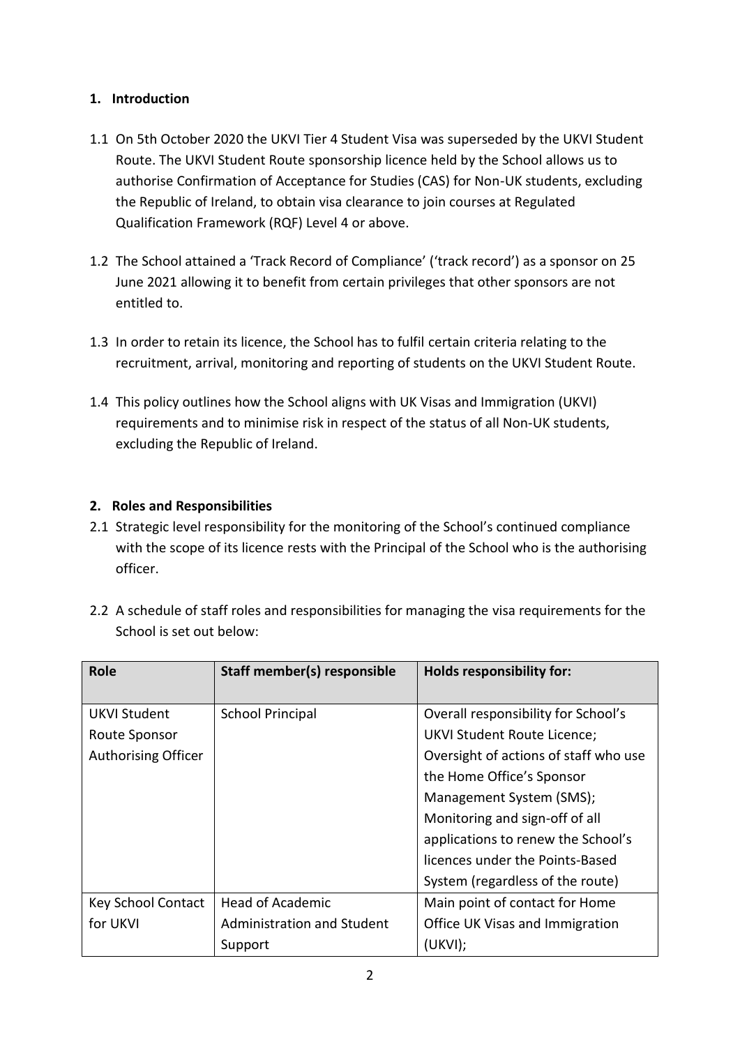## 1. Introduction

1.1 On 5th October 2020 the UKVI Tier 4 Student Visa was superseded by the UKVI Student Route. The UKVI Student Route sponsorship licence held by the School allows us to authorise Confirmation of Acceptance for Studies (CAS) for Non-UK students, excluding the Republic of Ireland, to obtain visa clearance to join courses at Regulated Qualification Framework (RQF) Level 4 or above.

1.2 The School attained a 'Track Record of Compliance' ('track record') as a sponsor on 25 June 2021 allowing it to benefit from certain privileges that other sponsors are not entitled to.

1.3 In order to retain its licence, the School has to fulfil certain criteria relating to the recruitment, arrival, monitoring and reporting of students on the UKVI Student Route.

1.4 This policy outlines how the School aligns with UK Visas and Immigration (UKVI) requirements and to minimise risk in respect of the status of all Non-UK students, excluding the Republic of Ireland.

## 2. Roles and Responsibilities

2.1 Strategic level responsibility for the monitoring of the School's continued compliance with the scope of its licence rests with the Principal of the School who is the authorising officer.

2.2 A schedule of staff roles and responsibilities for managing the visa requirements for the School is set out below:

| Role | Staff member(s) responsible | Holds responsibility for: |
|---|---|---|
| UKVI Student Route Sponsor Authorising Officer | School Principal | Overall responsibility for School's UKVI Student Route Licence; Oversight of actions of staff who use the Home Office's Sponsor Management System (SMS); Monitoring and sign-off of all applications to renew the School's licences under the Points-Based System (regardless of the route) |
| Key School Contact for UKVI | Head of Academic Administration and Student Support | Main point of contact for Home Office UK Visas and Immigration (UKVI); |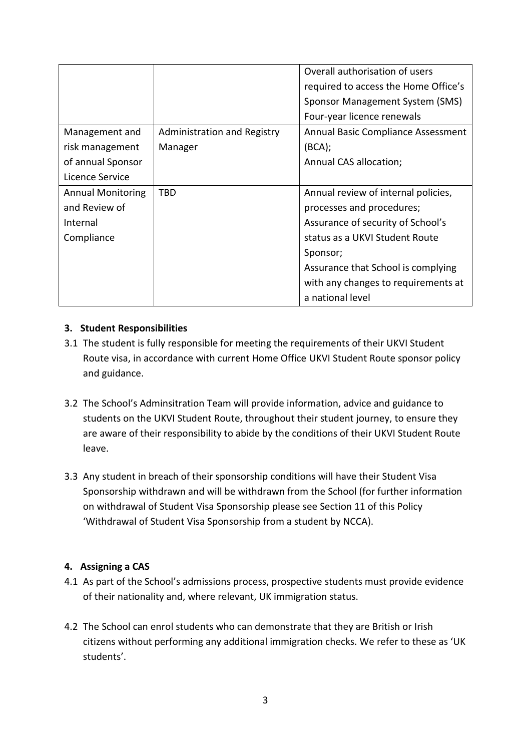| | | |
|---|---|---|
| | | Overall authorisation of users required to access the Home Office's Sponsor Management System (SMS)<br>Four-year licence renewals |
| Management and risk management of annual Sponsor Licence Service | Administration and Registry Manager | Annual Basic Compliance Assessment (BCA);<br>Annual CAS allocation; |
| Annual Monitoring and Review of Internal Compliance | TBD | Annual review of internal policies, processes and procedures;<br>Assurance of security of School's status as a UKVI Student Route Sponsor;<br>Assurance that School is complying with any changes to requirements at a national level |

### 3. Student Responsibilities

3.1 The student is fully responsible for meeting the requirements of their UKVI Student Route visa, in accordance with current Home Office UKVI Student Route sponsor policy and guidance.

3.2 The School's Adminsitration Team will provide information, advice and guidance to students on the UKVI Student Route, throughout their student journey, to ensure they are aware of their responsibility to abide by the conditions of their UKVI Student Route leave.

3.3 Any student in breach of their sponsorship conditions will have their Student Visa Sponsorship withdrawn and will be withdrawn from the School (for further information on withdrawal of Student Visa Sponsorship please see Section 11 of this Policy 'Withdrawal of Student Visa Sponsorship from a student by NCCA).

### 4. Assigning a CAS

4.1 As part of the School's admissions process, prospective students must provide evidence of their nationality and, where relevant, UK immigration status.

4.2 The School can enrol students who can demonstrate that they are British or Irish citizens without performing any additional immigration checks. We refer to these as 'UK students'.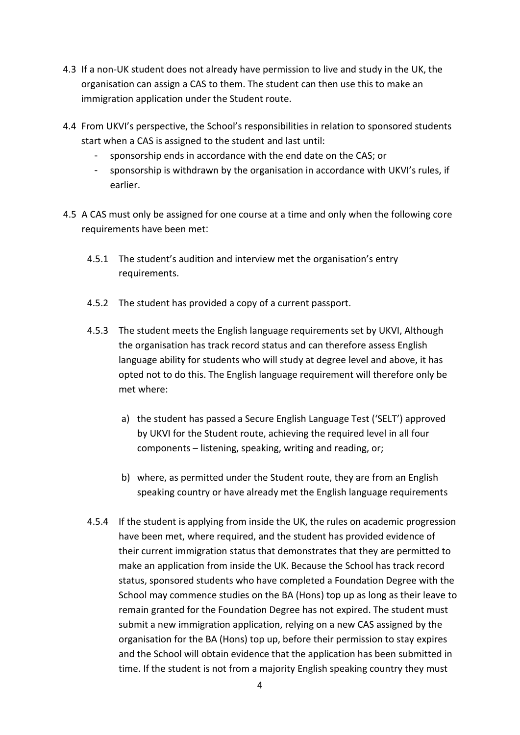4.3 If a non-UK student does not already have permission to live and study in the UK, the organisation can assign a CAS to them. The student can then use this to make an immigration application under the Student route.

4.4 From UKVI's perspective, the School's responsibilities in relation to sponsored students start when a CAS is assigned to the student and last until:

- sponsorship ends in accordance with the end date on the CAS; or
- sponsorship is withdrawn by the organisation in accordance with UKVI's rules, if earlier.

4.5 A CAS must only be assigned for one course at a time and only when the following core requirements have been met:

4.5.1 The student's audition and interview met the organisation's entry requirements.

4.5.2 The student has provided a copy of a current passport.

4.5.3 The student meets the English language requirements set by UKVI, Although the organisation has track record status and can therefore assess English language ability for students who will study at degree level and above, it has opted not to do this. The English language requirement will therefore only be met where:

a) the student has passed a Secure English Language Test ('SELT') approved by UKVI for the Student route, achieving the required level in all four components – listening, speaking, writing and reading, or;

b) where, as permitted under the Student route, they are from an English speaking country or have already met the English language requirements

4.5.4 If the student is applying from inside the UK, the rules on academic progression have been met, where required, and the student has provided evidence of their current immigration status that demonstrates that they are permitted to make an application from inside the UK. Because the School has track record status, sponsored students who have completed a Foundation Degree with the School may commence studies on the BA (Hons) top up as long as their leave to remain granted for the Foundation Degree has not expired. The student must submit a new immigration application, relying on a new CAS assigned by the organisation for the BA (Hons) top up, before their permission to stay expires and the School will obtain evidence that the application has been submitted in time. If the student is not from a majority English speaking country they must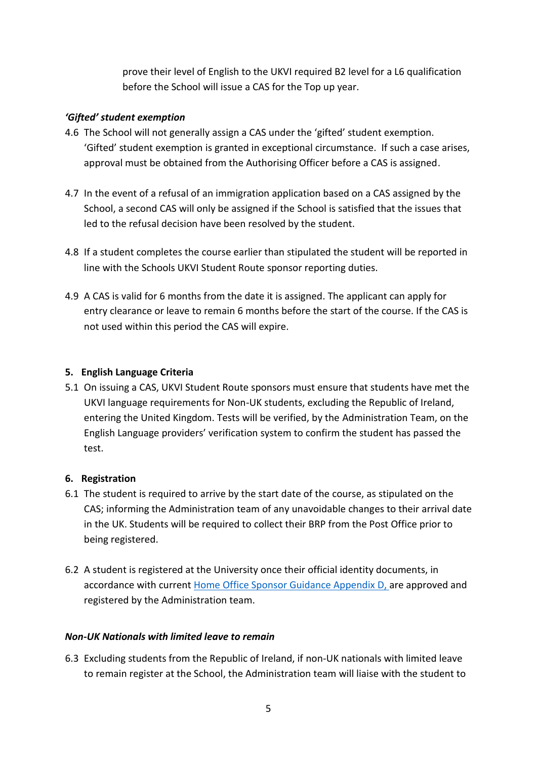prove their level of English to the UKVI required B2 level for a L6 qualification before the School will issue a CAS for the Top up year.

### *'Gifted' student exemption*

4.6 The School will not generally assign a CAS under the 'gifted' student exemption. 'Gifted' student exemption is granted in exceptional circumstance. If such a case arises, approval must be obtained from the Authorising Officer before a CAS is assigned.

4.7 In the event of a refusal of an immigration application based on a CAS assigned by the School, a second CAS will only be assigned if the School is satisfied that the issues that led to the refusal decision have been resolved by the student.

4.8 If a student completes the course earlier than stipulated the student will be reported in line with the Schools UKVI Student Route sponsor reporting duties.

4.9 A CAS is valid for 6 months from the date it is assigned. The applicant can apply for entry clearance or leave to remain 6 months before the start of the course. If the CAS is not used within this period the CAS will expire.

## 5. English Language Criteria

5.1 On issuing a CAS, UKVI Student Route sponsors must ensure that students have met the UKVI language requirements for Non-UK students, excluding the Republic of Ireland, entering the United Kingdom. Tests will be verified, by the Administration Team, on the English Language providers' verification system to confirm the student has passed the test.

## 6. Registration

6.1 The student is required to arrive by the start date of the course, as stipulated on the CAS; informing the Administration team of any unavoidable changes to their arrival date in the UK. Students will be required to collect their BRP from the Post Office prior to being registered.

6.2 A student is registered at the University once their official identity documents, in accordance with current Home Office Sponsor Guidance Appendix D, are approved and registered by the Administration team.

### *Non-UK Nationals with limited leave to remain*

6.3 Excluding students from the Republic of Ireland, if non-UK nationals with limited leave to remain register at the School, the Administration team will liaise with the student to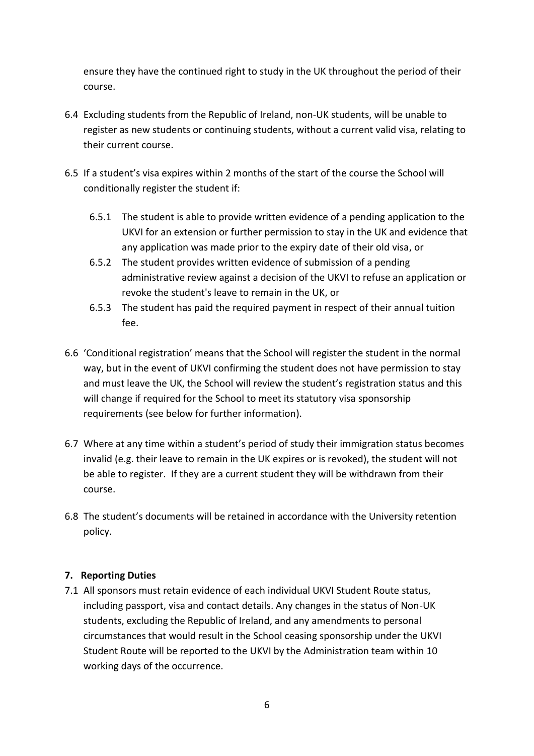ensure they have the continued right to study in the UK throughout the period of their course.

6.4 Excluding students from the Republic of Ireland, non-UK students, will be unable to register as new students or continuing students, without a current valid visa, relating to their current course.

6.5 If a student's visa expires within 2 months of the start of the course the School will conditionally register the student if:

   6.5.1 The student is able to provide written evidence of a pending application to the UKVI for an extension or further permission to stay in the UK and evidence that any application was made prior to the expiry date of their old visa, or

   6.5.2 The student provides written evidence of submission of a pending administrative review against a decision of the UKVI to refuse an application or revoke the student's leave to remain in the UK, or

   6.5.3 The student has paid the required payment in respect of their annual tuition fee.

6.6 'Conditional registration' means that the School will register the student in the normal way, but in the event of UKVI confirming the student does not have permission to stay and must leave the UK, the School will review the student's registration status and this will change if required for the School to meet its statutory visa sponsorship requirements (see below for further information).

6.7 Where at any time within a student's period of study their immigration status becomes invalid (e.g. their leave to remain in the UK expires or is revoked), the student will not be able to register. If they are a current student they will be withdrawn from their course.

6.8 The student's documents will be retained in accordance with the University retention policy.

## 7. Reporting Duties

7.1 All sponsors must retain evidence of each individual UKVI Student Route status, including passport, visa and contact details. Any changes in the status of Non-UK students, excluding the Republic of Ireland, and any amendments to personal circumstances that would result in the School ceasing sponsorship under the UKVI Student Route will be reported to the UKVI by the Administration team within 10 working days of the occurrence.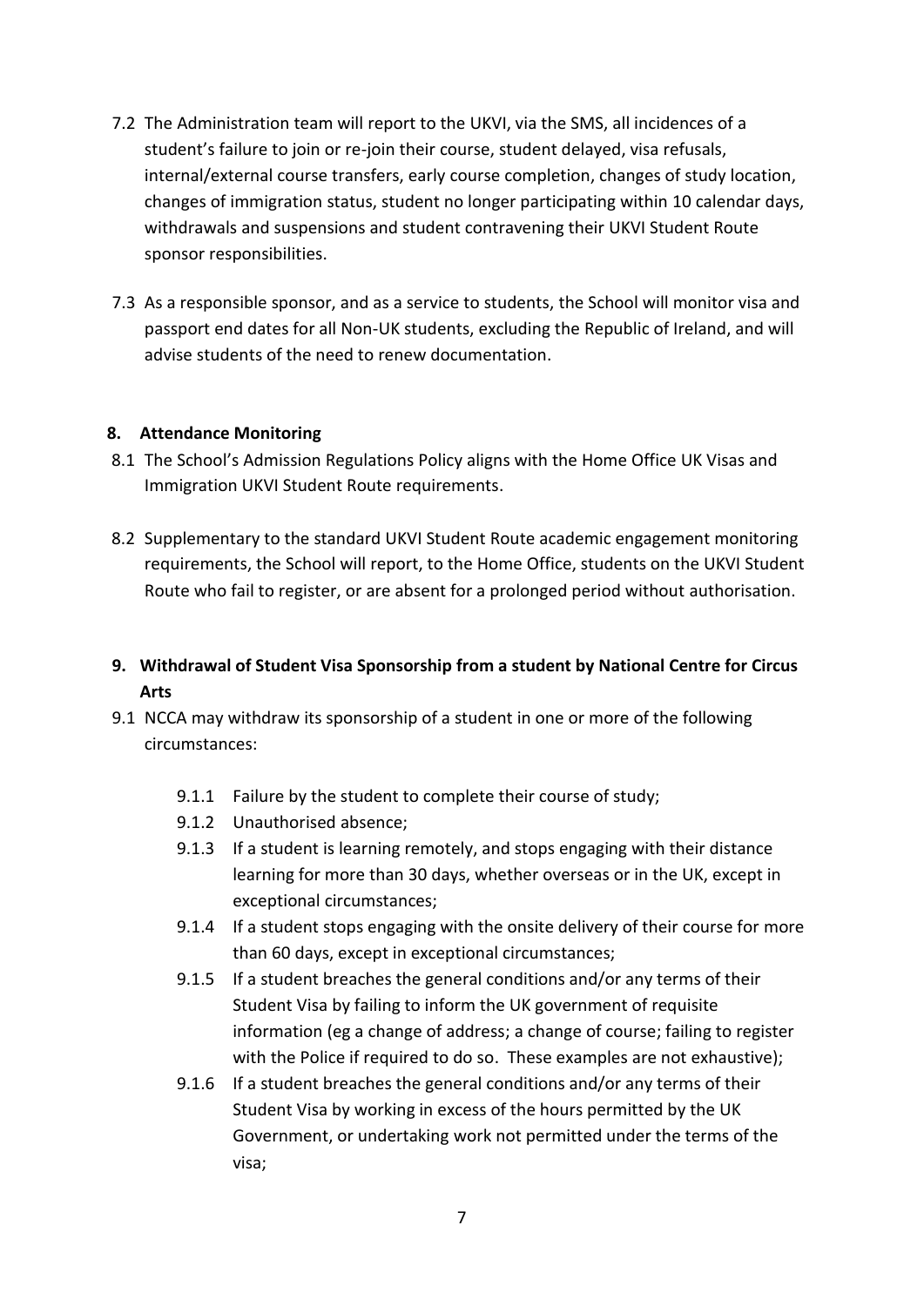7.2 The Administration team will report to the UKVI, via the SMS, all incidences of a student's failure to join or re-join their course, student delayed, visa refusals, internal/external course transfers, early course completion, changes of study location, changes of immigration status, student no longer participating within 10 calendar days, withdrawals and suspensions and student contravening their UKVI Student Route sponsor responsibilities.

7.3 As a responsible sponsor, and as a service to students, the School will monitor visa and passport end dates for all Non-UK students, excluding the Republic of Ireland, and will advise students of the need to renew documentation.

## 8. Attendance Monitoring

8.1 The School's Admission Regulations Policy aligns with the Home Office UK Visas and Immigration UKVI Student Route requirements.

8.2 Supplementary to the standard UKVI Student Route academic engagement monitoring requirements, the School will report, to the Home Office, students on the UKVI Student Route who fail to register, or are absent for a prolonged period without authorisation.

## 9. Withdrawal of Student Visa Sponsorship from a student by National Centre for Circus Arts

9.1 NCCA may withdraw its sponsorship of a student in one or more of the following circumstances:

- 9.1.1 Failure by the student to complete their course of study;
- 9.1.2 Unauthorised absence;
- 9.1.3 If a student is learning remotely, and stops engaging with their distance learning for more than 30 days, whether overseas or in the UK, except in exceptional circumstances;
- 9.1.4 If a student stops engaging with the onsite delivery of their course for more than 60 days, except in exceptional circumstances;
- 9.1.5 If a student breaches the general conditions and/or any terms of their Student Visa by failing to inform the UK government of requisite information (eg a change of address; a change of course; failing to register with the Police if required to do so. These examples are not exhaustive);
- 9.1.6 If a student breaches the general conditions and/or any terms of their Student Visa by working in excess of the hours permitted by the UK Government, or undertaking work not permitted under the terms of the visa;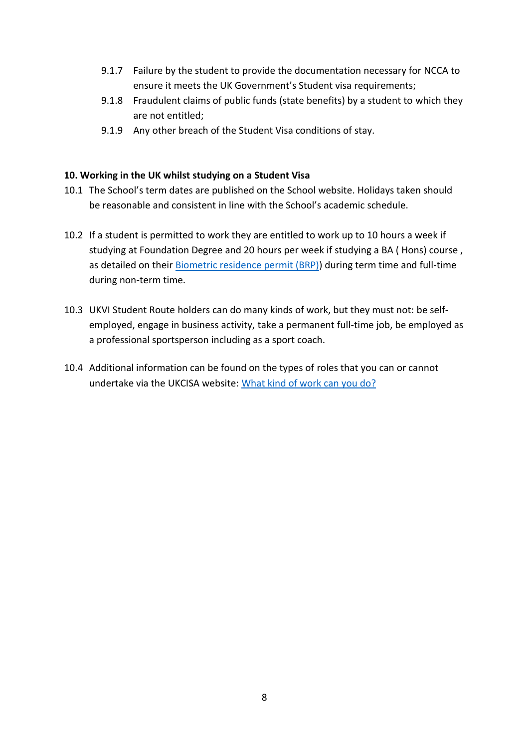9.1.7 Failure by the student to provide the documentation necessary for NCCA to ensure it meets the UK Government's Student visa requirements;

9.1.8 Fraudulent claims of public funds (state benefits) by a student to which they are not entitled;

9.1.9 Any other breach of the Student Visa conditions of stay.

**10. Working in the UK whilst studying on a Student Visa**

10.1 The School's term dates are published on the School website. Holidays taken should be reasonable and consistent in line with the School's academic schedule.

10.2 If a student is permitted to work they are entitled to work up to 10 hours a week if studying at Foundation Degree and 20 hours per week if studying a BA ( Hons) course , as detailed on their [Biometric residence permit (BRP)]) during term time and full-time during non-term time.

10.3 UKVI Student Route holders can do many kinds of work, but they must not: be self-employed, engage in business activity, take a permanent full-time job, be employed as a professional sportsperson including as a sport coach.

10.4 Additional information can be found on the types of roles that you can or cannot undertake via the UKCISA website: [What kind of work can you do?]